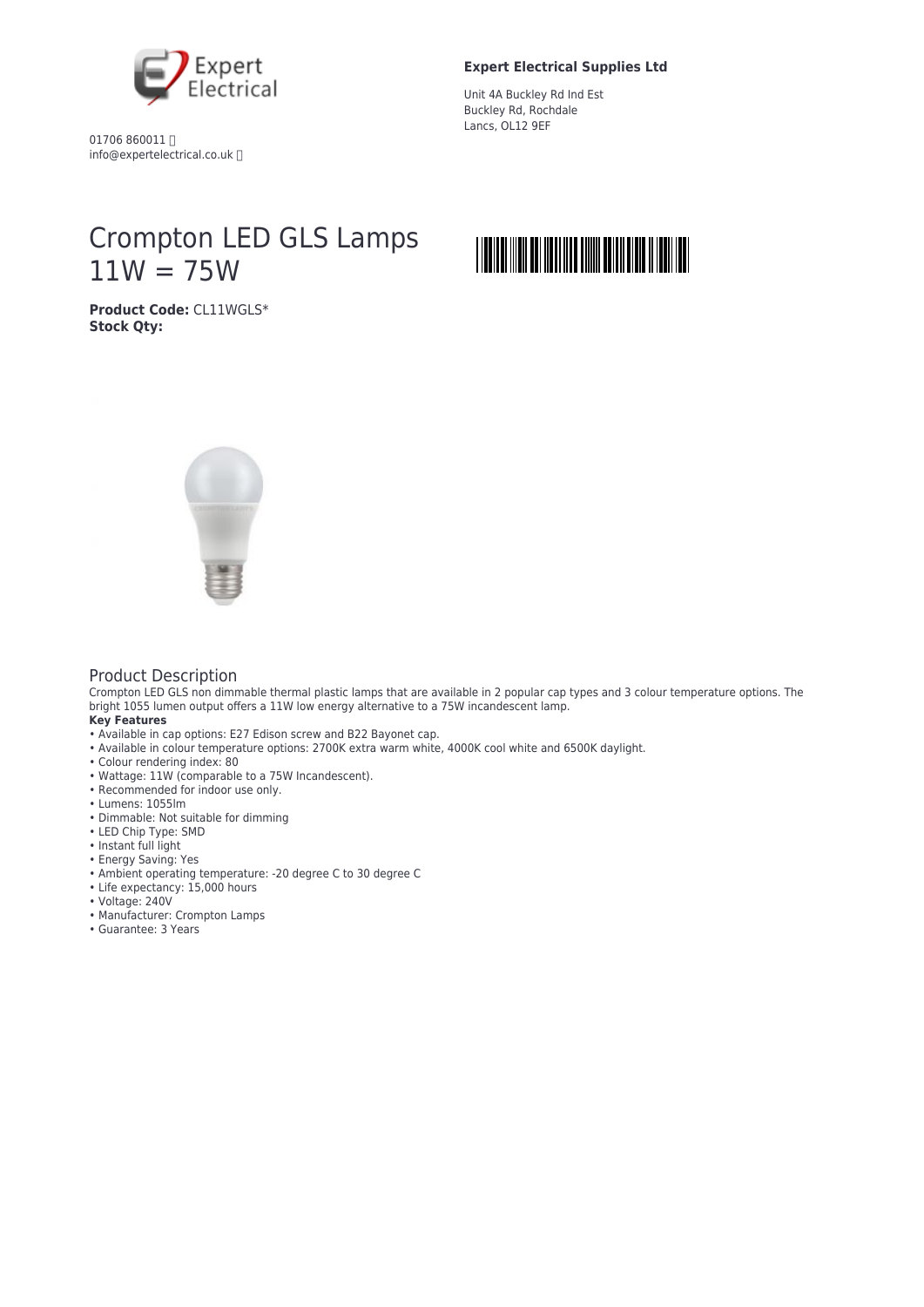Expert Electrical

01706 860011
info@expertelectrical.co.uk

**Expert Electrical Supplies Ltd**

Unit 4A Buckley Rd Ind Est
Buckley Rd, Rochdale
Lancs, OL12 9EF

# Crompton LED GLS Lamps 11W = 75W

**Product Code:** CL11WGLS*
**Stock Qty:**

## Product Description

Crompton LED GLS non dimmable thermal plastic lamps that are available in 2 popular cap types and 3 colour temperature options. The bright 1055 lumen output offers a 11W low energy alternative to a 75W incandescent lamp.

**Key Features**

- Available in cap options: E27 Edison screw and B22 Bayonet cap.
- Available in colour temperature options: 2700K extra warm white, 4000K cool white and 6500K daylight.
- Colour rendering index: 80
- Wattage: 11W (comparable to a 75W Incandescent).
- Recommended for indoor use only.
- Lumens: 1055lm
- Dimmable: Not suitable for dimming
- LED Chip Type: SMD
- Instant full light
- Energy Saving: Yes
- Ambient operating temperature: -20 degree C to 30 degree C
- Life expectancy: 15,000 hours
- Voltage: 240V
- Manufacturer: Crompton Lamps
- Guarantee: 3 Years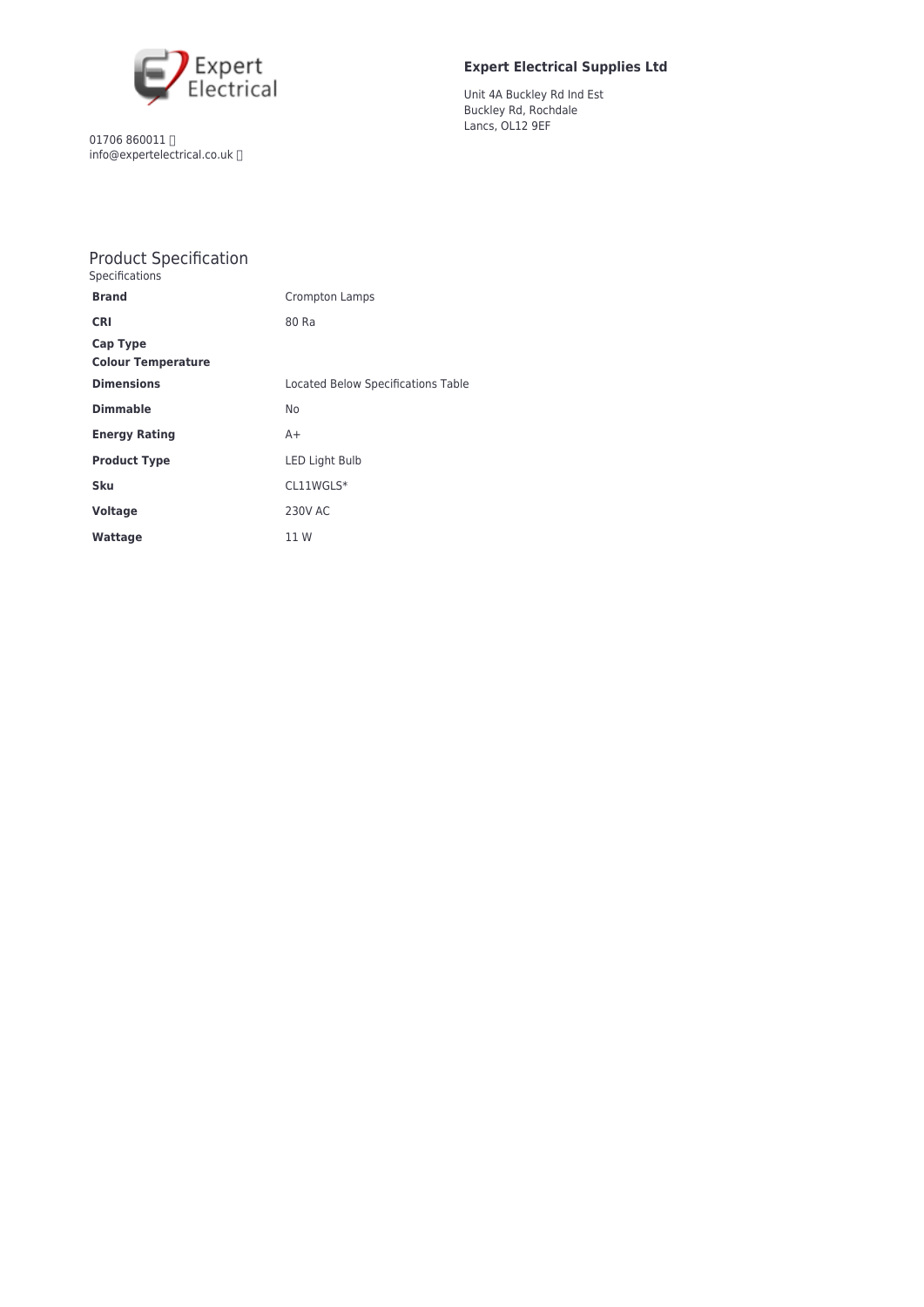**Expert Electrical Supplies Ltd**

Unit 4A Buckley Rd Ind Est
Buckley Rd, Rochdale
Lancs, OL12 9EF

01706 860011
info@expertelectrical.co.uk

## Product Specification

Specifications

| | |
|---|---|
| **Brand** | Crompton Lamps |
| **CRI** | 80 Ra |
| **Cap Type** | |
| **Colour Temperature** | |
| **Dimensions** | Located Below Specifications Table |
| **Dimmable** | No |
| **Energy Rating** | A+ |
| **Product Type** | LED Light Bulb |
| **Sku** | CL11WGLS* |
| **Voltage** | 230V AC |
| **Wattage** | 11 W |